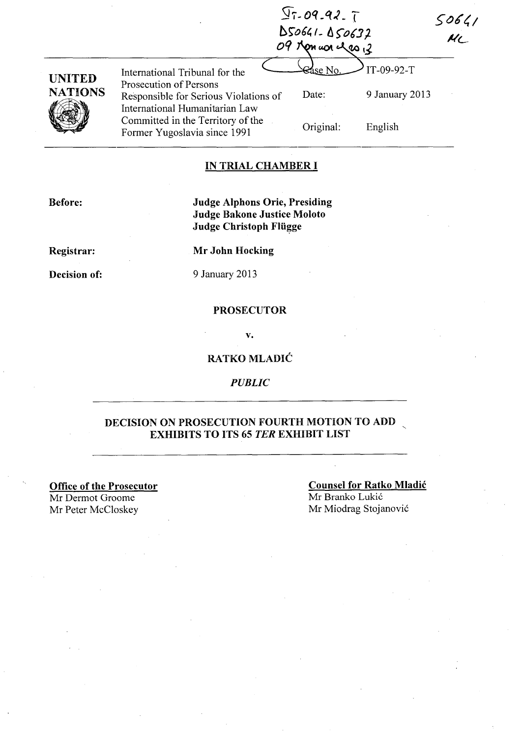IT-09-92-T
D50641-D50637
09 January 2013

50641
MC

| | | | |
|---|---|---|---|
| UNITED NATIONS | International Tribunal for the Prosecution of Persons Responsible for Serious Violations of International Humanitarian Law Committed in the Territory of the Former Yugoslavia since 1991 | Case No. | IT-09-92-T |
| | | Date: | 9 January 2013 |
| | | Original: | English |

## IN TRIAL CHAMBER I

**Before:** **Judge Alphons Orie, Presiding**
**Judge Bakone Justice Moloto**
**Judge Christoph Flügge**

**Registrar:** **Mr John Hocking**

**Decision of:** 9 January 2013

**PROSECUTOR**

**v.**

**RATKO MLADIĆ**

***PUBLIC***

## DECISION ON PROSECUTION FOURTH MOTION TO ADD EXHIBITS TO ITS 65 *TER* EXHIBIT LIST

**Office of the Prosecutor**
Mr Dermot Groome
Mr Peter McCloskey

**Counsel for Ratko Mladić**
Mr Branko Lukić
Mr Miodrag Stojanović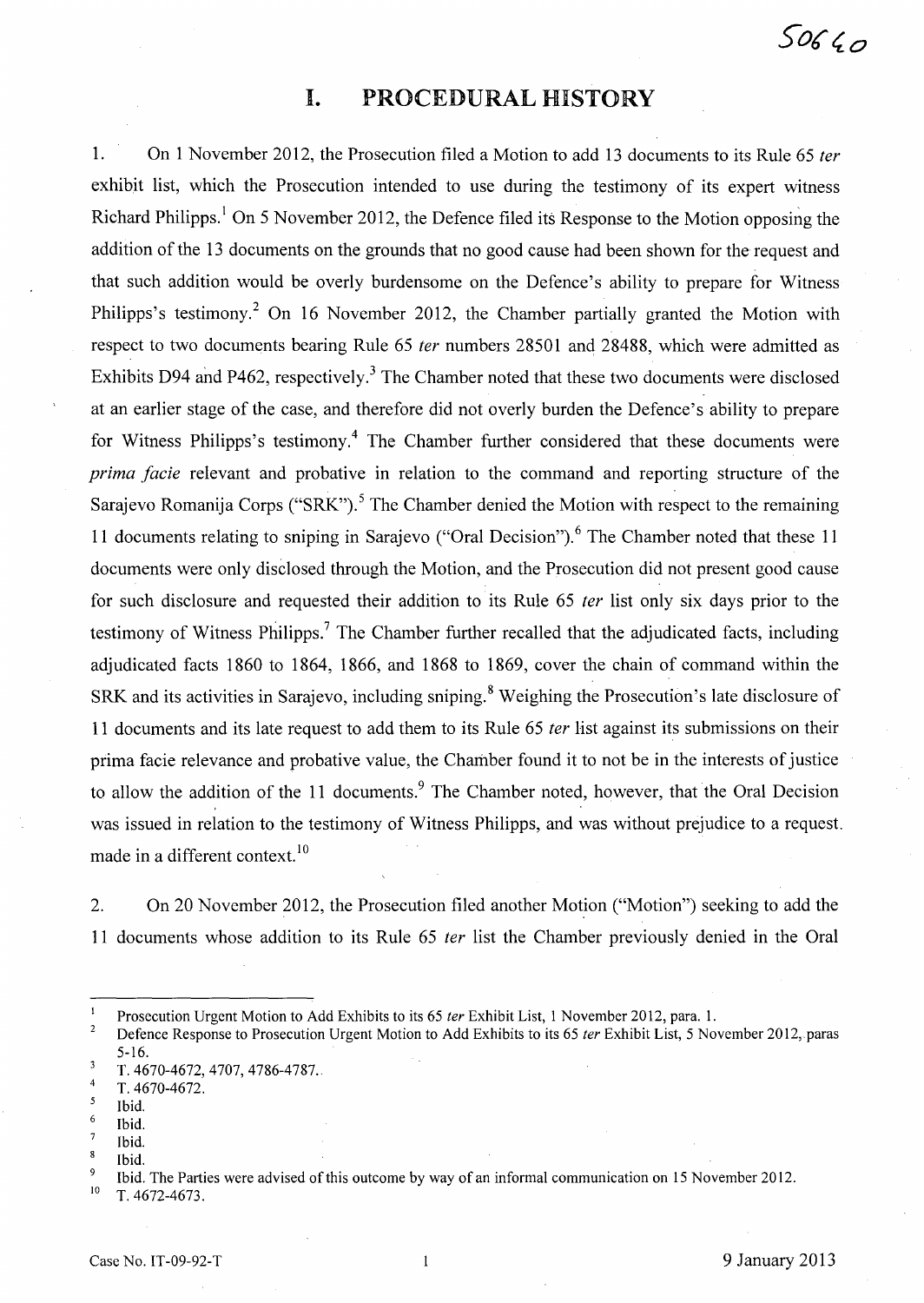# I. PROCEDURAL HISTORY

1. On 1 November 2012, the Prosecution filed a Motion to add 13 documents to its Rule 65 *ter* exhibit list, which the Prosecution intended to use during the testimony of its expert witness Richard Philipps.[1] On 5 November 2012, the Defence filed its Response to the Motion opposing the addition of the 13 documents on the grounds that no good cause had been shown for the request and that such addition would be overly burdensome on the Defence's ability to prepare for Witness Philipps's testimony.[2] On 16 November 2012, the Chamber partially granted the Motion with respect to two documents bearing Rule 65 *ter* numbers 28501 and 28488, which were admitted as Exhibits D94 and P462, respectively.[3] The Chamber noted that these two documents were disclosed at an earlier stage of the case, and therefore did not overly burden the Defence's ability to prepare for Witness Philipps's testimony.[4] The Chamber further considered that these documents were *prima facie* relevant and probative in relation to the command and reporting structure of the Sarajevo Romanija Corps ("SRK").[5] The Chamber denied the Motion with respect to the remaining 11 documents relating to sniping in Sarajevo ("Oral Decision").[6] The Chamber noted that these 11 documents were only disclosed through the Motion, and the Prosecution did not present good cause for such disclosure and requested their addition to its Rule 65 *ter* list only six days prior to the testimony of Witness Philipps.[7] The Chamber further recalled that the adjudicated facts, including adjudicated facts 1860 to 1864, 1866, and 1868 to 1869, cover the chain of command within the SRK and its activities in Sarajevo, including sniping.[8] Weighing the Prosecution's late disclosure of 11 documents and its late request to add them to its Rule 65 *ter* list against its submissions on their prima facie relevance and probative value, the Chamber found it to not be in the interests of justice to allow the addition of the 11 documents.[9] The Chamber noted, however, that the Oral Decision was issued in relation to the testimony of Witness Philipps, and was without prejudice to a request made in a different context.[10]

2. On 20 November 2012, the Prosecution filed another Motion ("Motion") seeking to add the 11 documents whose addition to its Rule 65 *ter* list the Chamber previously denied in the Oral

---

[1] Prosecution Urgent Motion to Add Exhibits to its 65 *ter* Exhibit List, 1 November 2012, para. 1.

[2] Defence Response to Prosecution Urgent Motion to Add Exhibits to its 65 *ter* Exhibit List, 5 November 2012, paras 5-16.

[3] T. 4670-4672, 4707, 4786-4787.

[4] T. 4670-4672.

[5] Ibid.

[6] Ibid.

[7] Ibid.

[8] Ibid.

[9] Ibid. The Parties were advised of this outcome by way of an informal communication on 15 November 2012.

[10] T. 4672-4673.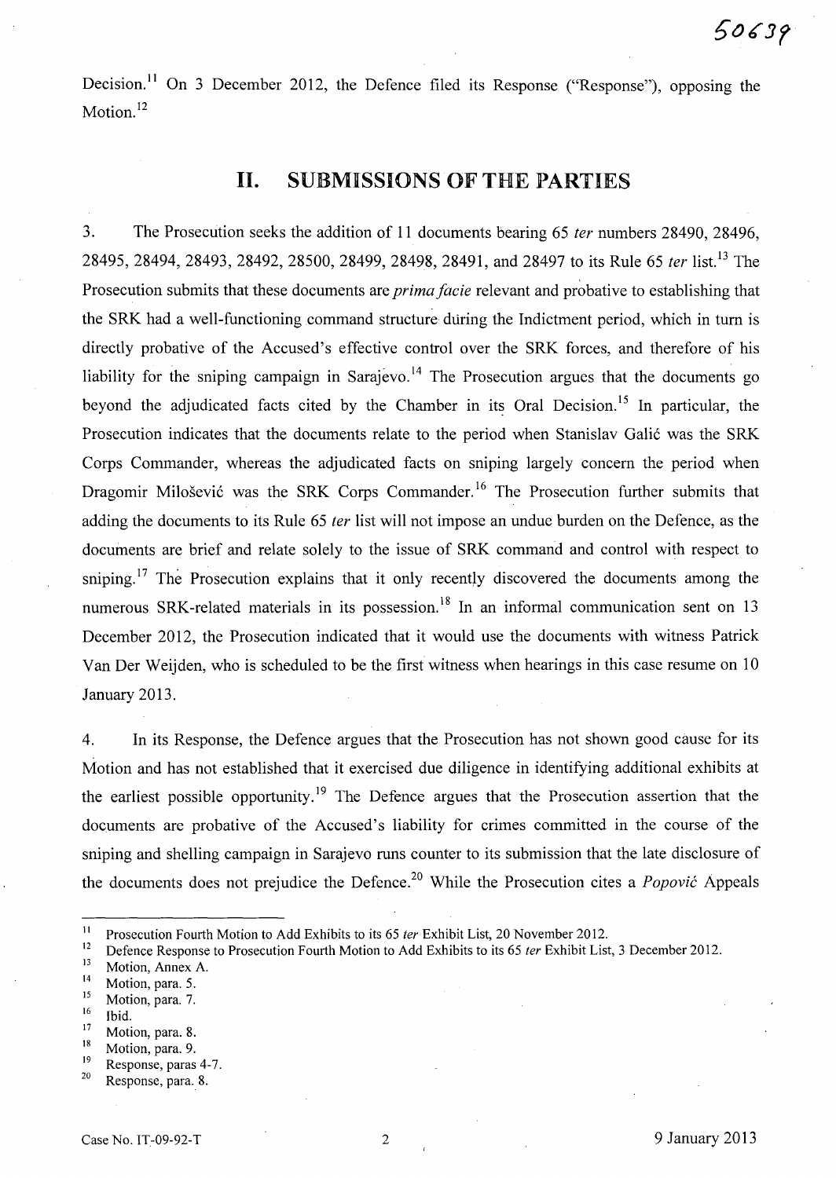Decision.[11] On 3 December 2012, the Defence filed its Response ("Response"), opposing the Motion.[12]

## II. SUBMISSIONS OF THE PARTIES

3. The Prosecution seeks the addition of 11 documents bearing 65 *ter* numbers 28490, 28496, 28495, 28494, 28493, 28492, 28500, 28499, 28498, 28491, and 28497 to its Rule 65 *ter* list.[13] The Prosecution submits that these documents are *prima facie* relevant and probative to establishing that the SRK had a well-functioning command structure during the Indictment period, which in turn is directly probative of the Accused's effective control over the SRK forces, and therefore of his liability for the sniping campaign in Sarajevo.[14] The Prosecution argues that the documents go beyond the adjudicated facts cited by the Chamber in its Oral Decision.[15] In particular, the Prosecution indicates that the documents relate to the period when Stanislav Galić was the SRK Corps Commander, whereas the adjudicated facts on sniping largely concern the period when Dragomir Milošević was the SRK Corps Commander.[16] The Prosecution further submits that adding the documents to its Rule 65 *ter* list will not impose an undue burden on the Defence, as the documents are brief and relate solely to the issue of SRK command and control with respect to sniping.[17] The Prosecution explains that it only recently discovered the documents among the numerous SRK-related materials in its possession.[18] In an informal communication sent on 13 December 2012, the Prosecution indicated that it would use the documents with witness Patrick Van Der Weijden, who is scheduled to be the first witness when hearings in this case resume on 10 January 2013.

4. In its Response, the Defence argues that the Prosecution has not shown good cause for its Motion and has not established that it exercised due diligence in identifying additional exhibits at the earliest possible opportunity.[19] The Defence argues that the Prosecution assertion that the documents are probative of the Accused's liability for crimes committed in the course of the sniping and shelling campaign in Sarajevo runs counter to its submission that the late disclosure of the documents does not prejudice the Defence.[20] While the Prosecution cites a *Popović* Appeals

---

[11] Prosecution Fourth Motion to Add Exhibits to its 65 *ter* Exhibit List, 20 November 2012.
[12] Defence Response to Prosecution Fourth Motion to Add Exhibits to its 65 *ter* Exhibit List, 3 December 2012.
[13] Motion, Annex A.
[14] Motion, para. 5.
[15] Motion, para. 7.
[16] Ibid.
[17] Motion, para. 8.
[18] Motion, para. 9.
[19] Response, paras 4-7.
[20] Response, para. 8.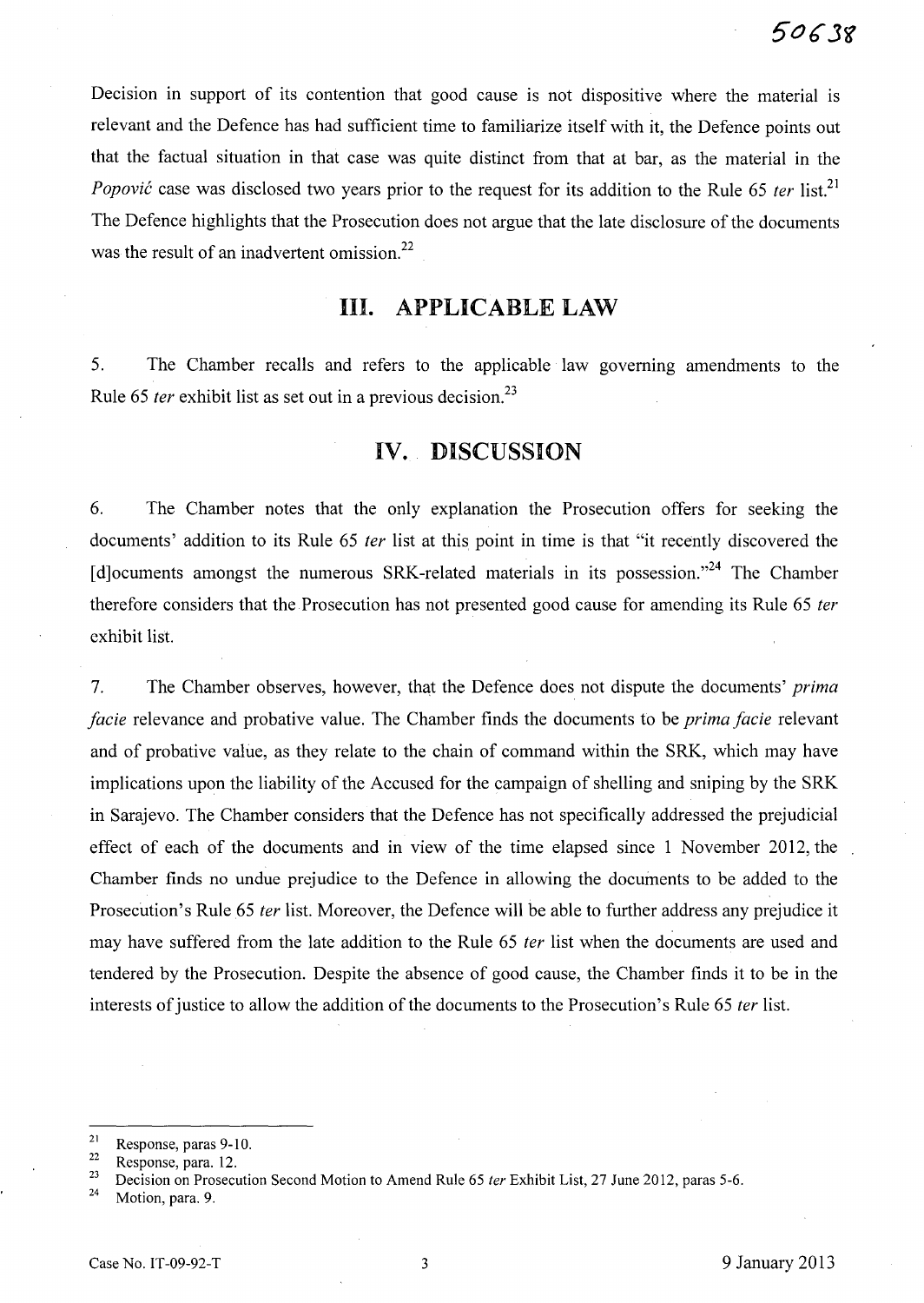Decision in support of its contention that good cause is not dispositive where the material is relevant and the Defence has had sufficient time to familiarize itself with it, the Defence points out that the factual situation in that case was quite distinct from that at bar, as the material in the *Popović* case was disclosed two years prior to the request for its addition to the Rule 65 *ter* list.[21] The Defence highlights that the Prosecution does not argue that the late disclosure of the documents was the result of an inadvertent omission.[22]

## III. APPLICABLE LAW

5. The Chamber recalls and refers to the applicable law governing amendments to the Rule 65 *ter* exhibit list as set out in a previous decision.[23]

## IV. DISCUSSION

6. The Chamber notes that the only explanation the Prosecution offers for seeking the documents' addition to its Rule 65 *ter* list at this point in time is that "it recently discovered the [d]ocuments amongst the numerous SRK-related materials in its possession."[24] The Chamber therefore considers that the Prosecution has not presented good cause for amending its Rule 65 *ter* exhibit list.

7. The Chamber observes, however, that the Defence does not dispute the documents' *prima facie* relevance and probative value. The Chamber finds the documents to be *prima facie* relevant and of probative value, as they relate to the chain of command within the SRK, which may have implications upon the liability of the Accused for the campaign of shelling and sniping by the SRK in Sarajevo. The Chamber considers that the Defence has not specifically addressed the prejudicial effect of each of the documents and in view of the time elapsed since 1 November 2012, the Chamber finds no undue prejudice to the Defence in allowing the documents to be added to the Prosecution's Rule 65 *ter* list. Moreover, the Defence will be able to further address any prejudice it may have suffered from the late addition to the Rule 65 *ter* list when the documents are used and tendered by the Prosecution. Despite the absence of good cause, the Chamber finds it to be in the interests of justice to allow the addition of the documents to the Prosecution's Rule 65 *ter* list.

---

[21] Response, paras 9-10.

[22] Response, para. 12.

[23] Decision on Prosecution Second Motion to Amend Rule 65 *ter* Exhibit List, 27 June 2012, paras 5-6.

[24] Motion, para. 9.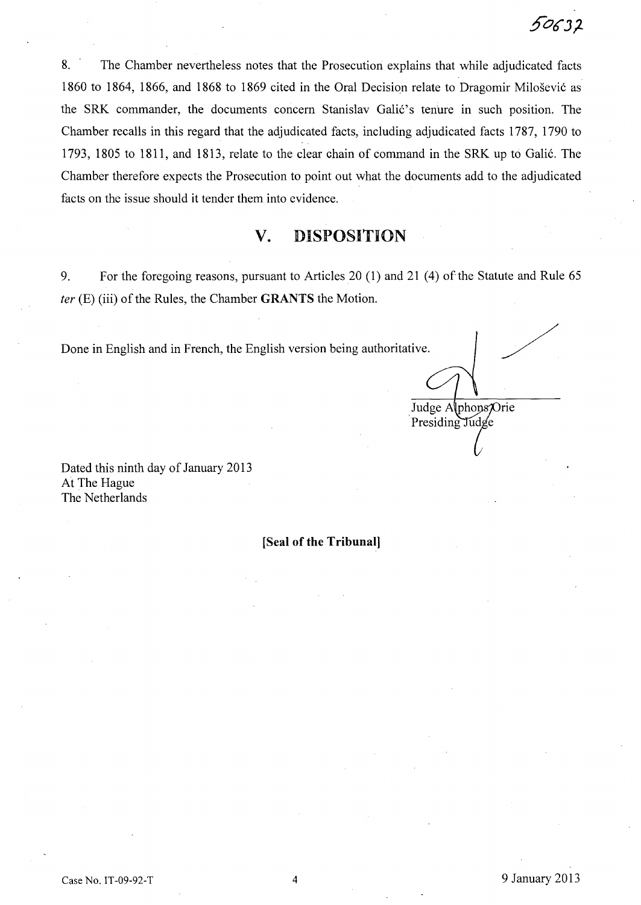8. The Chamber nevertheless notes that the Prosecution explains that while adjudicated facts 1860 to 1864, 1866, and 1868 to 1869 cited in the Oral Decision relate to Dragomir Milošević as the SRK commander, the documents concern Stanislav Galić's tenure in such position. The Chamber recalls in this regard that the adjudicated facts, including adjudicated facts 1787, 1790 to 1793, 1805 to 1811, and 1813, relate to the clear chain of command in the SRK up to Galić. The Chamber therefore expects the Prosecution to point out what the documents add to the adjudicated facts on the issue should it tender them into evidence.

## V. DISPOSITION

9. For the foregoing reasons, pursuant to Articles 20 (1) and 21 (4) of the Statute and Rule 65 *ter* (E) (iii) of the Rules, the Chamber **GRANTS** the Motion.

Done in English and in French, the English version being authoritative.

Judge Alphons Orie
Presiding Judge

Dated this ninth day of January 2013
At The Hague
The Netherlands

**[Seal of the Tribunal]**